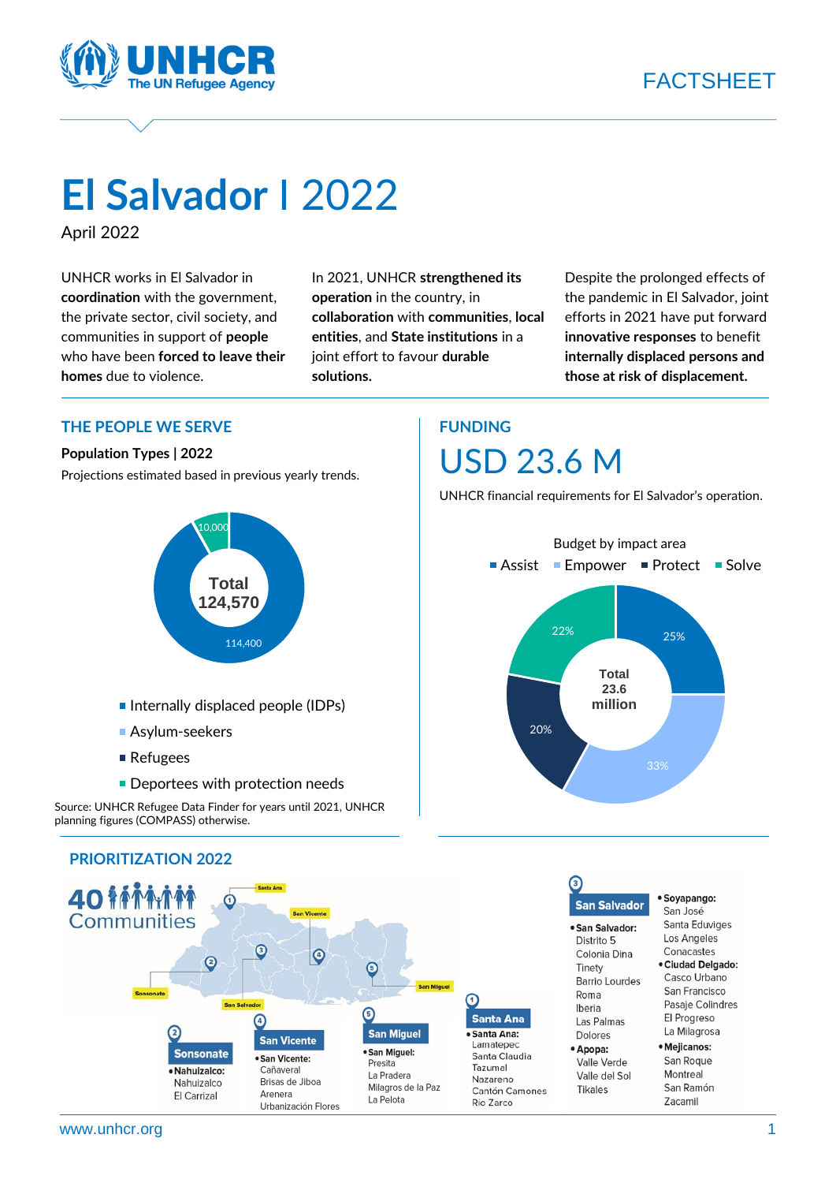# El Salvador I 2022

April 2022

UNHCR works in El Salvador in **coordination** with the government, the private sector, civil society, and communities in support of **people** who have been **forced to leave their homes** due to violence.

In 2021, UNHCR **strengthened its operation** in the country, in **collaboration** with **communities**, **local entities**, and **State institutions** in a joint effort to favour **durable solutions.**

Despite the prolonged effects of the pandemic in El Salvador, joint efforts in 2021 have put forward **innovative responses** to benefit **internally displaced persons and those at risk of displacement.**

## THE PEOPLE WE SERVE

**Population Types | 2022**

Projections estimated based in previous yearly trends.

Total 124,570

- 114,400
- 10,000

- Internally displaced people (IDPs)
- Asylum-seekers
- Refugees
- Deportees with protection needs

Source: UNHCR Refugee Data Finder for years until 2021, UNHCR planning figures (COMPASS) otherwise.

## FUNDING

# USD 23.6 M

UNHCR financial requirements for El Salvador's operation.

Budget by impact area

- Assist: 25%
- Empower: 33%
- Protect: 20%
- Solve: 22%

Total 23.6 million

## PRIORITIZATION 2022

40 Communities

**1. Santa Ana**
- **Santa Ana:** Lamatepec, Santa Claudia, Tazumal, Nazareno, Cantón Camones, Río Zarco

**2. Sonsonate**
- **Nahuizalco:** Nahuizalco, El Carrizal

**3. San Salvador**
- **San Salvador:** Distrito 5, Colonia Dina, Tinety, Barrio Lourdes, Roma, Iberia, Las Palmas, Dolores
- **Apopa:** Valle Verde, Valle del Sol, Tikales
- **Soyapango:** San José, Santa Eduviges, Los Angeles, Conacastes
- **Ciudad Delgado:** Casco Urbano, San Francisco, Pasaje Colindres, El Progreso, La Milagrosa
- **Mejicanos:** San Roque, Montreal, San Ramón, Zacamil

**4. San Vicente**
- **San Vicente:** Cañaveral, Brisas de Jiboa, Arenera, Urbanización Flores

**5. San Miguel**
- **San Miguel:** Presita, La Pradera, Milagros de La Paz, La Pelota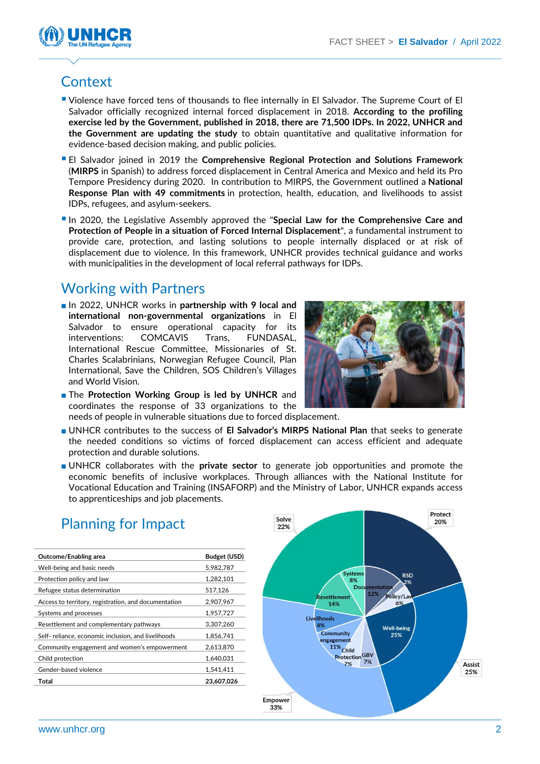## Context

- Violence have forced tens of thousands to flee internally in El Salvador. The Supreme Court of El Salvador officially recognized internal forced displacement in 2018. **According to the profiling exercise led by the Government, published in 2018, there are 71,500 IDPs. In 2022, UNHCR and the Government are updating the study** to obtain quantitative and qualitative information for evidence-based decision making, and public policies.
- El Salvador joined in 2019 the **Comprehensive Regional Protection and Solutions Framework** (**MIRPS** in Spanish) to address forced displacement in Central America and Mexico and held its Pro Tempore Presidency during 2020. In contribution to MIRPS, the Government outlined a **National Response Plan with 49 commitments** in protection, health, education, and livelihoods to assist IDPs, refugees, and asylum-seekers.
- In 2020, the Legislative Assembly approved the "**Special Law for the Comprehensive Care and Protection of People in a situation of Forced Internal Displacement**", a fundamental instrument to provide care, protection, and lasting solutions to people internally displaced or at risk of displacement due to violence. In this framework, UNHCR provides technical guidance and works with municipalities in the development of local referral pathways for IDPs.

## Working with Partners

- In 2022, UNHCR works in **partnership with 9 local and international non-governmental organizations** in El Salvador to ensure operational capacity for its interventions: COMCAVIS Trans, FUNDASAL, International Rescue Committee, Missionaries of St. Charles Scalabrinians, Norwegian Refugee Council, Plan International, Save the Children, SOS Children's Villages and World Vision.
- The **Protection Working Group is led by UNHCR** and coordinates the response of 33 organizations to the needs of people in vulnerable situations due to forced displacement.
- UNHCR contributes to the success of **El Salvador's MIRPS National Plan** that seeks to generate the needed conditions so victims of forced displacement can access efficient and adequate protection and durable solutions.
- UNHCR collaborates with the **private sector** to generate job opportunities and promote the economic benefits of inclusive workplaces. Through alliances with the National Institute for Vocational Education and Training (INSAFORP) and the Ministry of Labor, UNHCR expands access to apprenticeships and job placements.

## Planning for Impact

| Outcome/Enabling area | Budget (USD) |
|---|---|
| Well-being and basic needs | 5,982,787 |
| Protection policy and law | 1,282,101 |
| Refugee status determination | 517,126 |
| Access to territory, registration, and documentation | 2,907,967 |
| Systems and processes | 1,957,727 |
| Resettlement and complementary pathways | 3,307,260 |
| Self- reliance, economic inclusion, and livelihoods | 1,856,741 |
| Community engagement and women's empowerment | 2,613,870 |
| Child protection | 1,640,031 |
| Gender-based violence | 1,541,411 |
| **Total** | **23,607,026** |

Protect 20% (RSD 2%, Documentation 12%, Policy/Law 6%); Assist 25% (Well-being 25%); Empower 33% (GBV 7%, Child Protection 7%, Community engagement 11%, Livelihoods 8%); Solve 22% (Resettlement 14%, Systems 8%)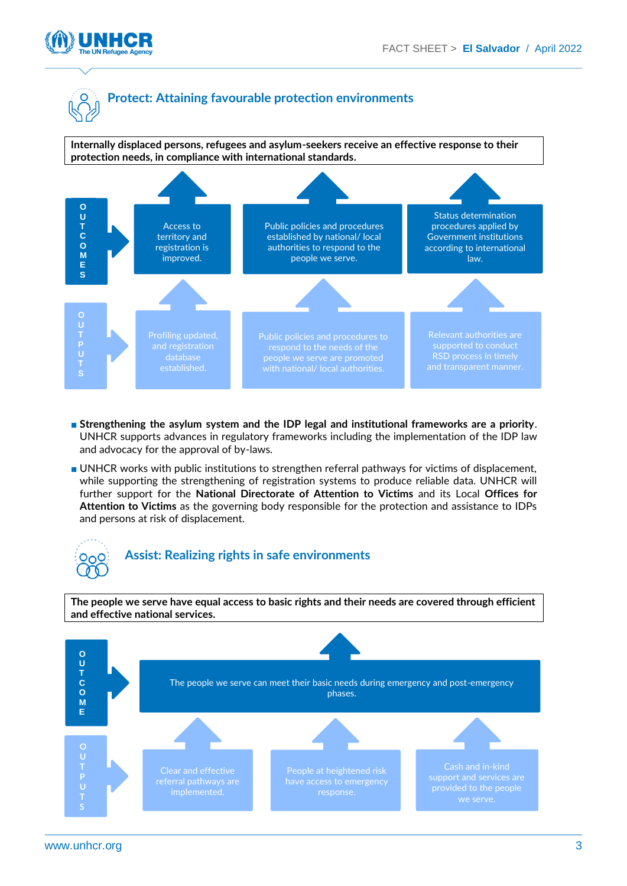## Protect: Attaining favourable protection environments

**Internally displaced persons, refugees and asylum-seekers receive an effective response to their protection needs, in compliance with international standards.**

**OUTCOMES**

- Access to territory and registration is improved.
- Public policies and procedures established by national/ local authorities to respond to the people we serve.
- Status determination procedures applied by Government institutions according to international law.

**OUTPUTS**

- Profiling updated, and registration database established.
- Public policies and procedures to respond to the needs of the people we serve are promoted with national/ local authorities.
- Relevant authorities are supported to conduct RSD process in timely and transparent manner.

- **Strengthening the asylum system and the IDP legal and institutional frameworks are a priority**. UNHCR supports advances in regulatory frameworks including the implementation of the IDP law and advocacy for the approval of by-laws.
- UNHCR works with public institutions to strengthen referral pathways for victims of displacement, while supporting the strengthening of registration systems to produce reliable data. UNHCR will further support for the **National Directorate of Attention to Victims** and its Local **Offices for Attention to Victims** as the governing body responsible for the protection and assistance to IDPs and persons at risk of displacement.

## Assist: Realizing rights in safe environments

**The people we serve have equal access to basic rights and their needs are covered through efficient and effective national services.**

**OUTCOME**

- The people we serve can meet their basic needs during emergency and post-emergency phases.

**OUTPUTS**

- Clear and effective referral pathways are implemented.
- People at heightened risk have access to emergency response.
- Cash and in-kind support and services are provided to the people we serve.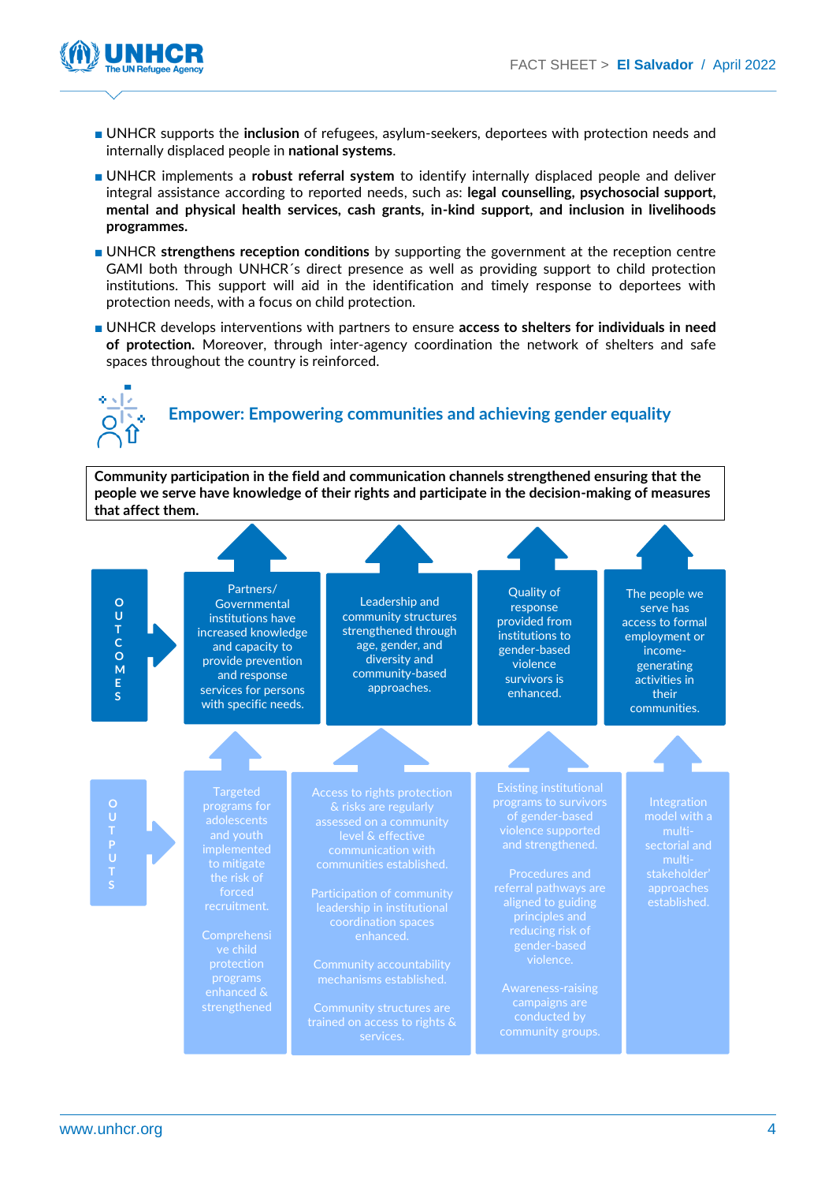- UNHCR supports the **inclusion** of refugees, asylum-seekers, deportees with protection needs and internally displaced people in **national systems**.
- UNHCR implements a **robust referral system** to identify internally displaced people and deliver integral assistance according to reported needs, such as: **legal counselling, psychosocial support, mental and physical health services, cash grants, in-kind support, and inclusion in livelihoods programmes.**
- UNHCR **strengthens reception conditions** by supporting the government at the reception centre GAMI both through UNHCR´s direct presence as well as providing support to child protection institutions. This support will aid in the identification and timely response to deportees with protection needs, with a focus on child protection.
- UNHCR develops interventions with partners to ensure **access to shelters for individuals in need of protection.** Moreover, through inter-agency coordination the network of shelters and safe spaces throughout the country is reinforced.

## Empower: Empowering communities and achieving gender equality

**Community participation in the field and communication channels strengthened ensuring that the people we serve have knowledge of their rights and participate in the decision-making of measures that affect them.**

| | | | | |
|---|---|---|---|---|
| **OUTCOMES** | Partners/ Governmental institutions have increased knowledge and capacity to provide prevention and response services for persons with specific needs. | Leadership and community structures strengthened through age, gender, and diversity and community-based approaches. | Quality of response provided from institutions to gender-based violence survivors is enhanced. | The people we serve has access to formal employment or income-generating activities in their communities. |
| **OUTPUTS** | Targeted programs for adolescents and youth implemented to mitigate the risk of forced recruitment.<br><br>Comprehensive child protection programs enhanced & strengthened | Access to rights protection & risks are regularly assessed on a community level & effective communication with communities established.<br><br>Participation of community leadership in institutional coordination spaces enhanced.<br><br>Community accountability mechanisms established.<br><br>Community structures are trained on access to rights & services. | Existing institutional programs to survivors of gender-based violence supported and strengthened.<br><br>Procedures and referral pathways are aligned to guiding principles and reducing risk of gender-based violence.<br><br>Awareness-raising campaigns are conducted by community groups. | Integration model with a multi-sectorial and multi-stakeholder' approaches established. |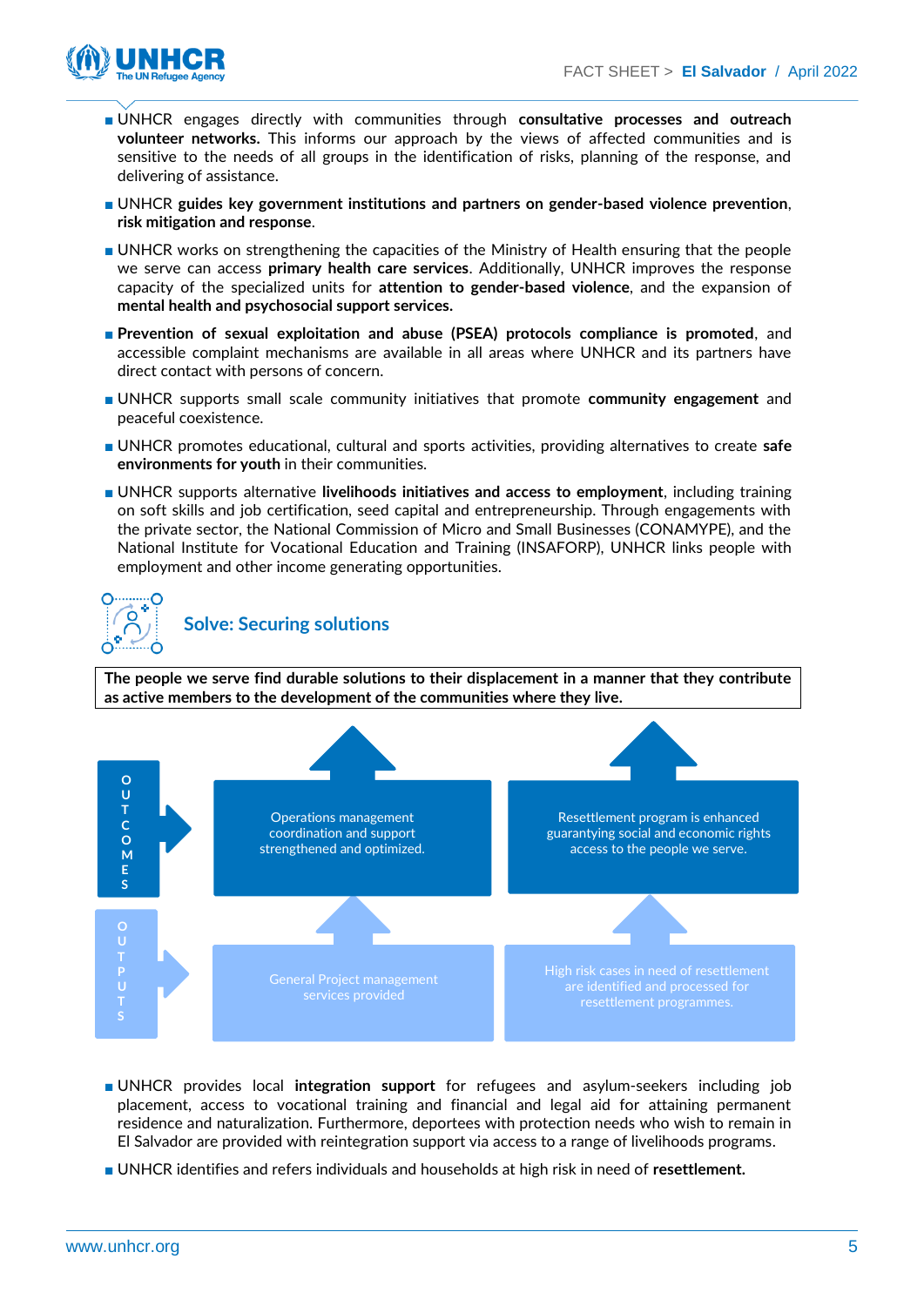- UNHCR engages directly with communities through **consultative processes and outreach volunteer networks.** This informs our approach by the views of affected communities and is sensitive to the needs of all groups in the identification of risks, planning of the response, and delivering of assistance.
- UNHCR **guides key government institutions and partners on gender-based violence prevention**, **risk mitigation and response**.
- UNHCR works on strengthening the capacities of the Ministry of Health ensuring that the people we serve can access **primary health care services**. Additionally, UNHCR improves the response capacity of the specialized units for **attention to gender-based violence**, and the expansion of **mental health and psychosocial support services.**
- **Prevention of sexual exploitation and abuse (PSEA) protocols compliance is promoted**, and accessible complaint mechanisms are available in all areas where UNHCR and its partners have direct contact with persons of concern.
- UNHCR supports small scale community initiatives that promote **community engagement** and peaceful coexistence.
- UNHCR promotes educational, cultural and sports activities, providing alternatives to create **safe environments for youth** in their communities.
- UNHCR supports alternative **livelihoods initiatives and access to employment**, including training on soft skills and job certification, seed capital and entrepreneurship. Through engagements with the private sector, the National Commission of Micro and Small Businesses (CONAMYPE), and the National Institute for Vocational Education and Training (INSAFORP), UNHCR links people with employment and other income generating opportunities.

## Solve: Securing solutions

**The people we serve find durable solutions to their displacement in a manner that they contribute as active members to the development of the communities where they live.**

| | | |
|---|---|---|
| OUTCOMES | Operations management coordination and support strengthened and optimized. | Resettlement program is enhanced guarantying social and economic rights access to the people we serve. |
| OUTPUTS | General Project management services provided | High risk cases in need of resettlement are identified and processed for resettlement programmes. |

- UNHCR provides local **integration support** for refugees and asylum-seekers including job placement, access to vocational training and financial and legal aid for attaining permanent residence and naturalization. Furthermore, deportees with protection needs who wish to remain in El Salvador are provided with reintegration support via access to a range of livelihoods programs.
- UNHCR identifies and refers individuals and households at high risk in need of **resettlement.**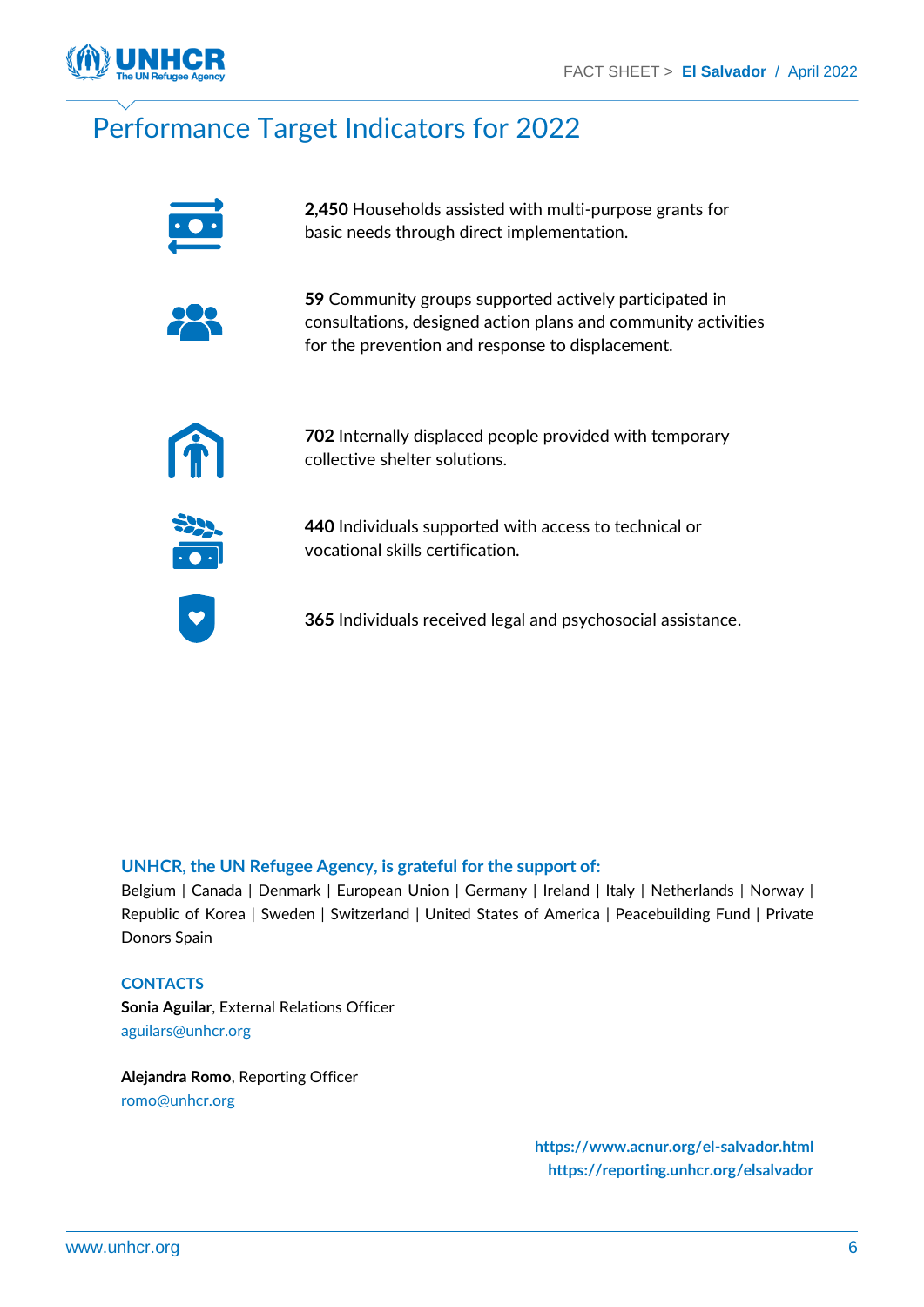# Performance Target Indicators for 2022

**2,450** Households assisted with multi-purpose grants for basic needs through direct implementation.

**59** Community groups supported actively participated in consultations, designed action plans and community activities for the prevention and response to displacement.

**702** Internally displaced people provided with temporary collective shelter solutions.

**440** Individuals supported with access to technical or vocational skills certification.

**365** Individuals received legal and psychosocial assistance.

**UNHCR, the UN Refugee Agency, is grateful for the support of:**

Belgium | Canada | Denmark | European Union | Germany | Ireland | Italy | Netherlands | Norway | Republic of Korea | Sweden | Switzerland | United States of America | Peacebuilding Fund | Private Donors Spain

**CONTACTS**

**Sonia Aguilar**, External Relations Officer
aguilars@unhcr.org

**Alejandra Romo**, Reporting Officer
romo@unhcr.org

**https://www.acnur.org/el-salvador.html**
**https://reporting.unhcr.org/elsalvador**